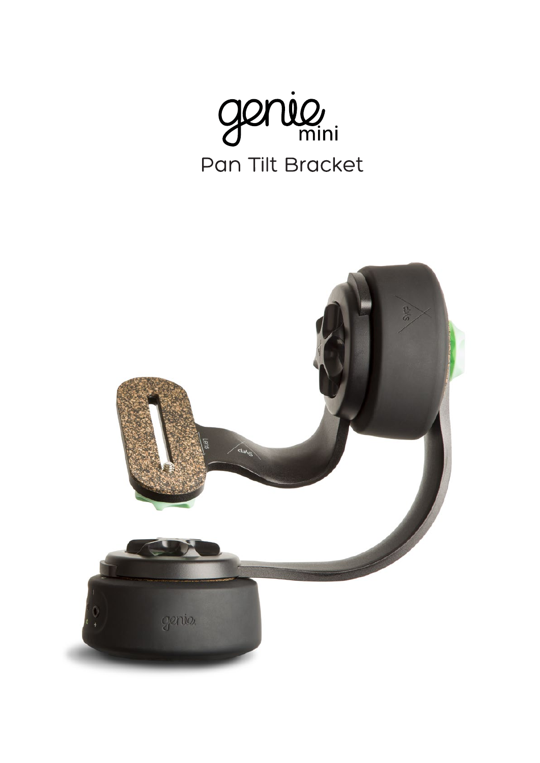# genie mini

## Pan Tilt Bracket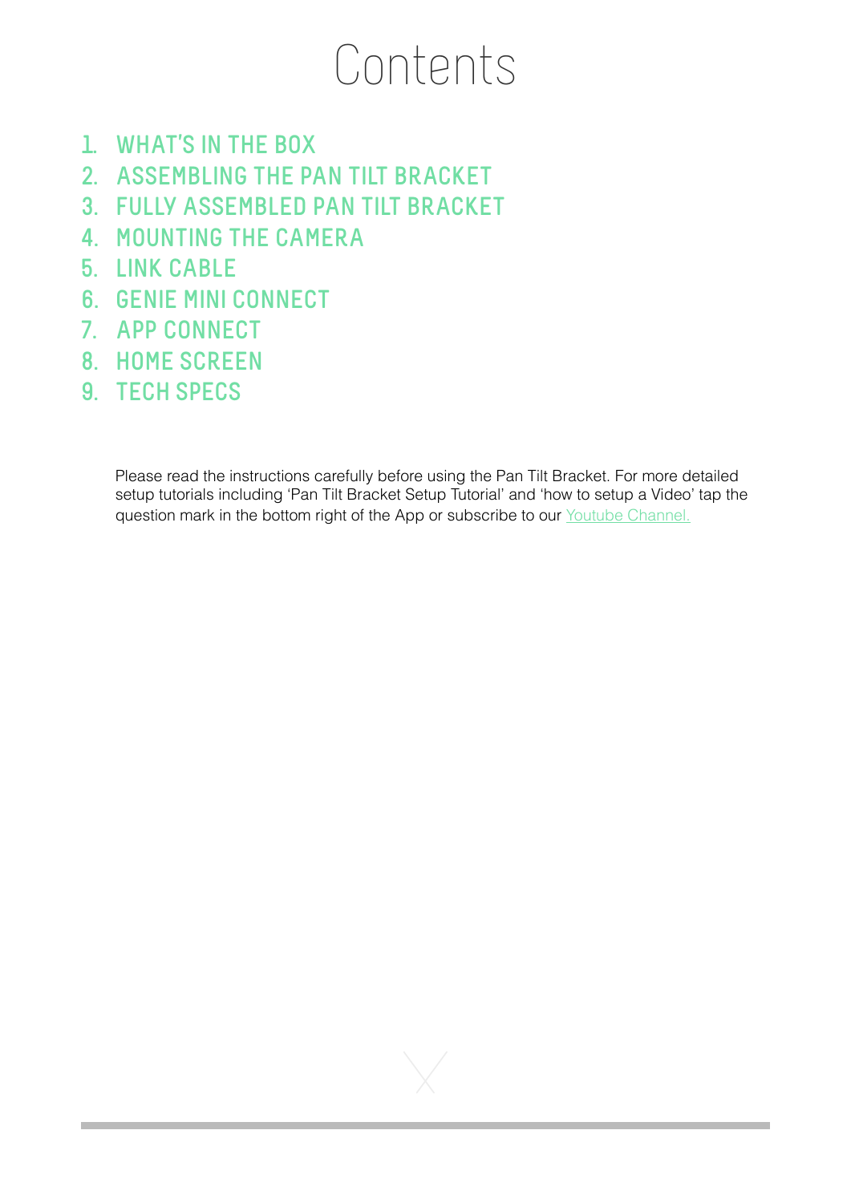# Contents

1. WHAT'S IN THE BOX
2. ASSEMBLING THE PAN TILT BRACKET
3. FULLY ASSEMBLED PAN TILT BRACKET
4. MOUNTING THE CAMERA
5. LINK CABLE
6. GENIE MINI CONNECT
7. APP CONNECT
8. HOME SCREEN
9. TECH SPECS

Please read the instructions carefully before using the Pan Tilt Bracket. For more detailed setup tutorials including 'Pan Tilt Bracket Setup Tutorial' and 'how to setup a Video' tap the question mark in the bottom right of the App or subscribe to our Youtube Channel.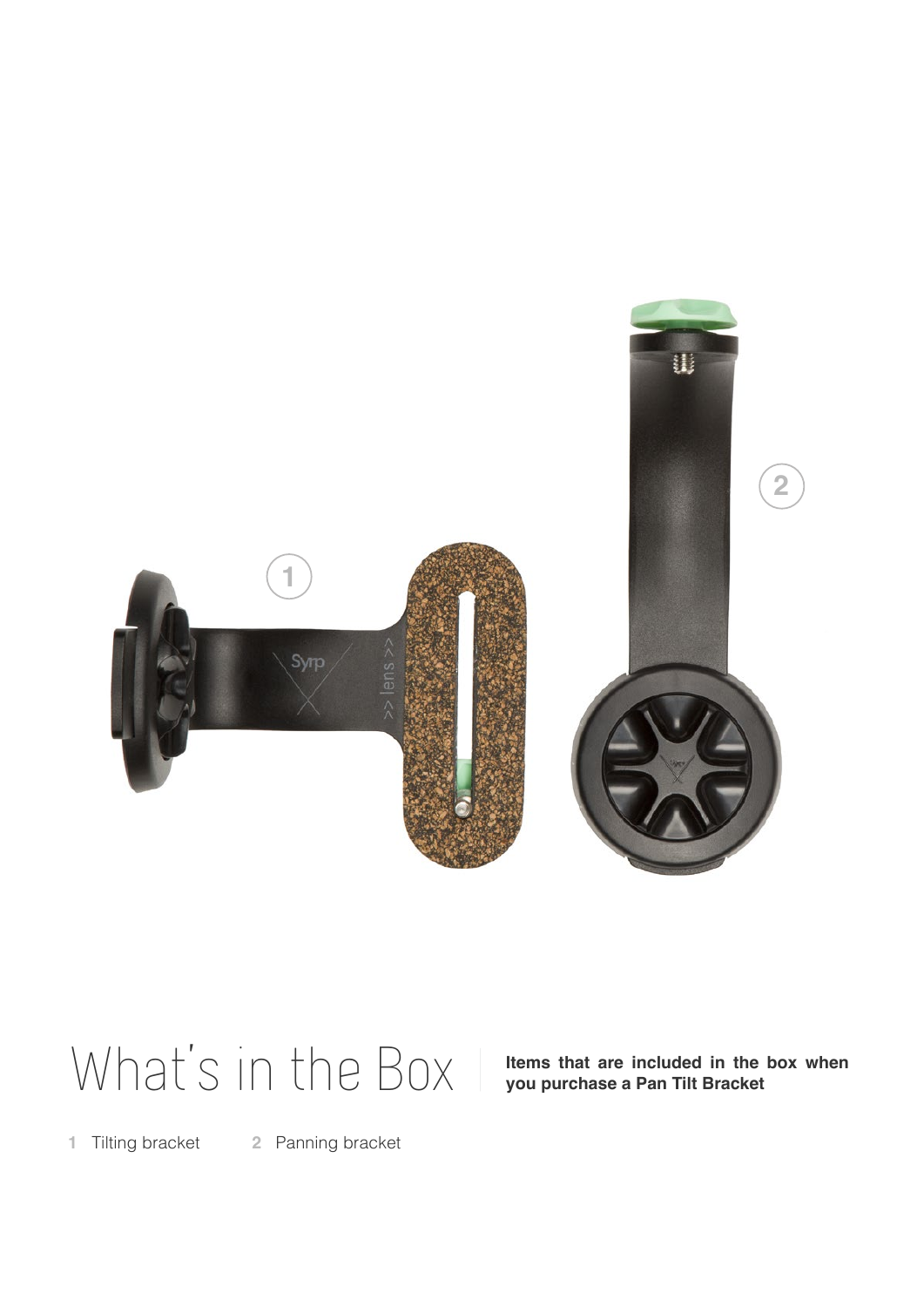# What's in the Box

**Items that are included in the box when you purchase a Pan Tilt Bracket**

1 Tilting bracket

2 Panning bracket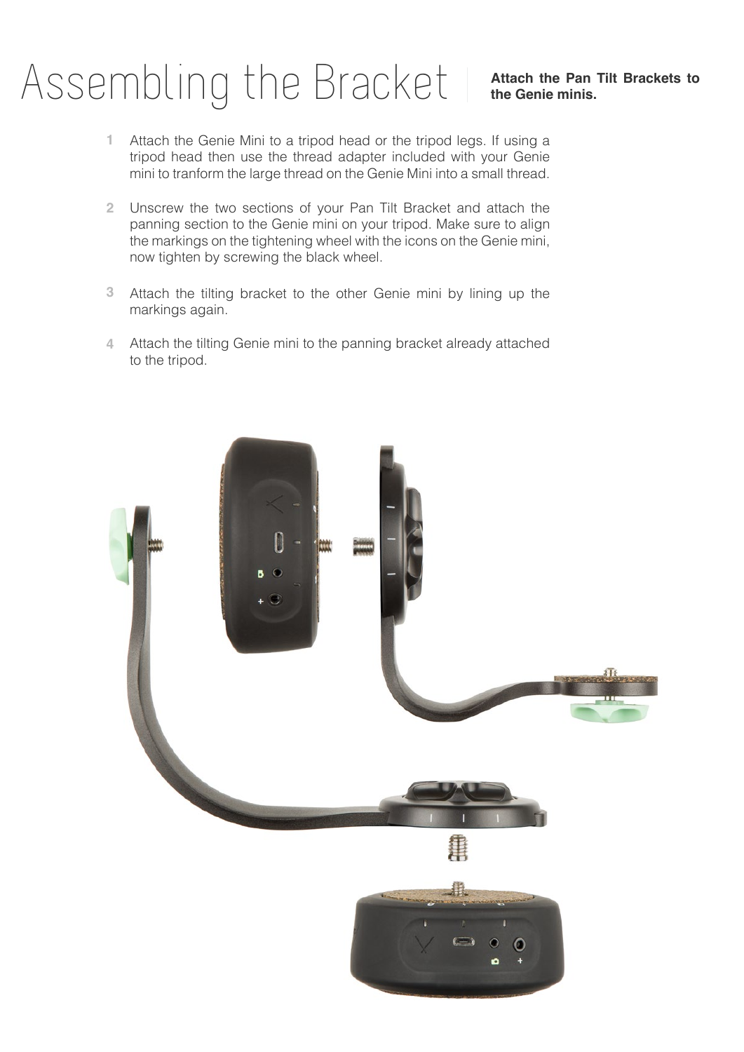# Assembling the Bracket

**Attach the Pan Tilt Brackets to the Genie minis.**

1. Attach the Genie Mini to a tripod head or the tripod legs. If using a tripod head then use the thread adapter included with your Genie mini to tranform the large thread on the Genie Mini into a small thread.

2. Unscrew the two sections of your Pan Tilt Bracket and attach the panning section to the Genie mini on your tripod. Make sure to align the markings on the tightening wheel with the icons on the Genie mini, now tighten by screwing the black wheel.

3. Attach the tilting bracket to the other Genie mini by lining up the markings again.

4. Attach the tilting Genie mini to the panning bracket already attached to the tripod.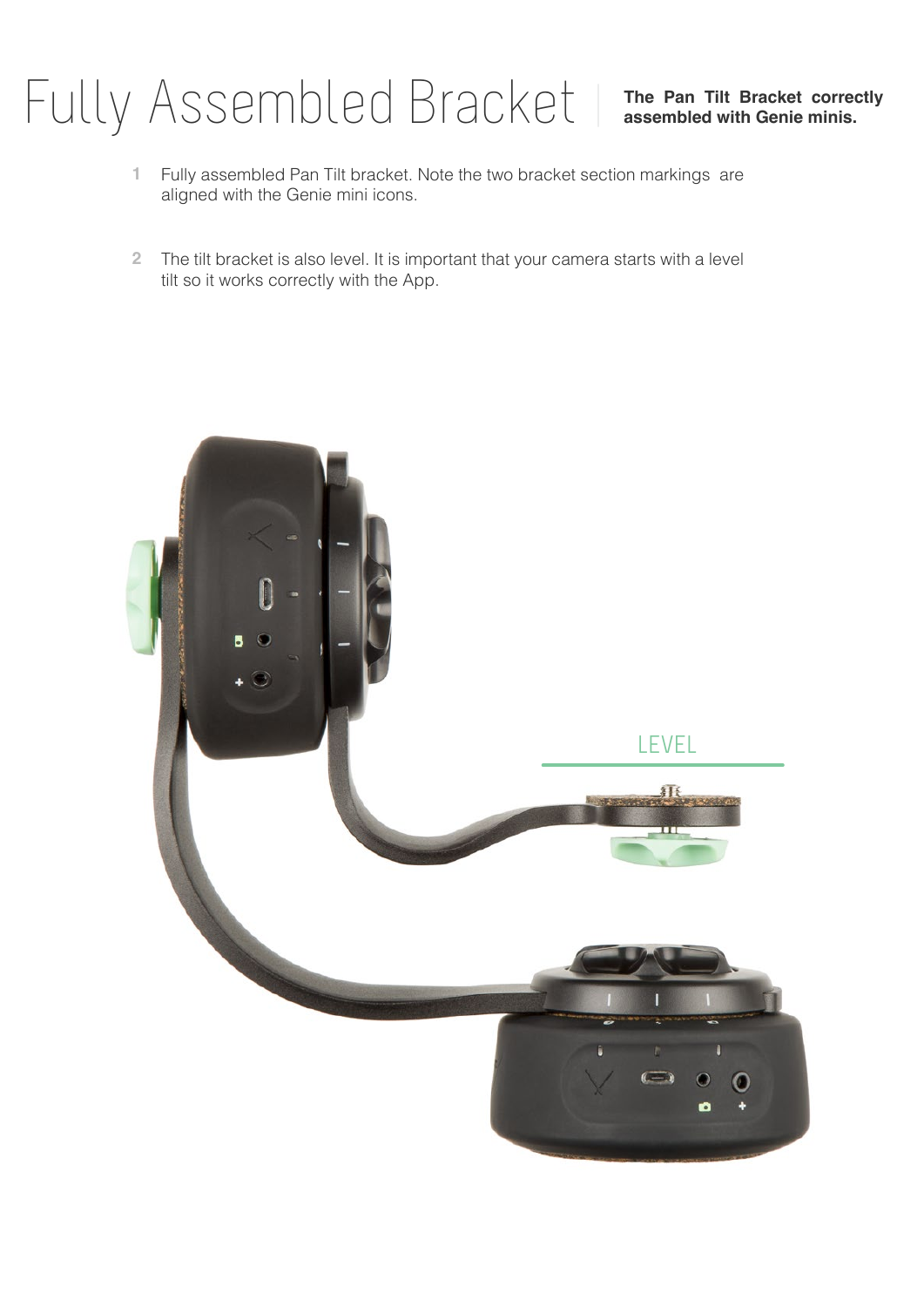# Fully Assembled Bracket

**The Pan Tilt Bracket correctly assembled with Genie minis.**

1. Fully assembled Pan Tilt bracket. Note the two bracket section markings are aligned with the Genie mini icons.

2. The tilt bracket is also level. It is important that your camera starts with a level tilt so it works correctly with the App.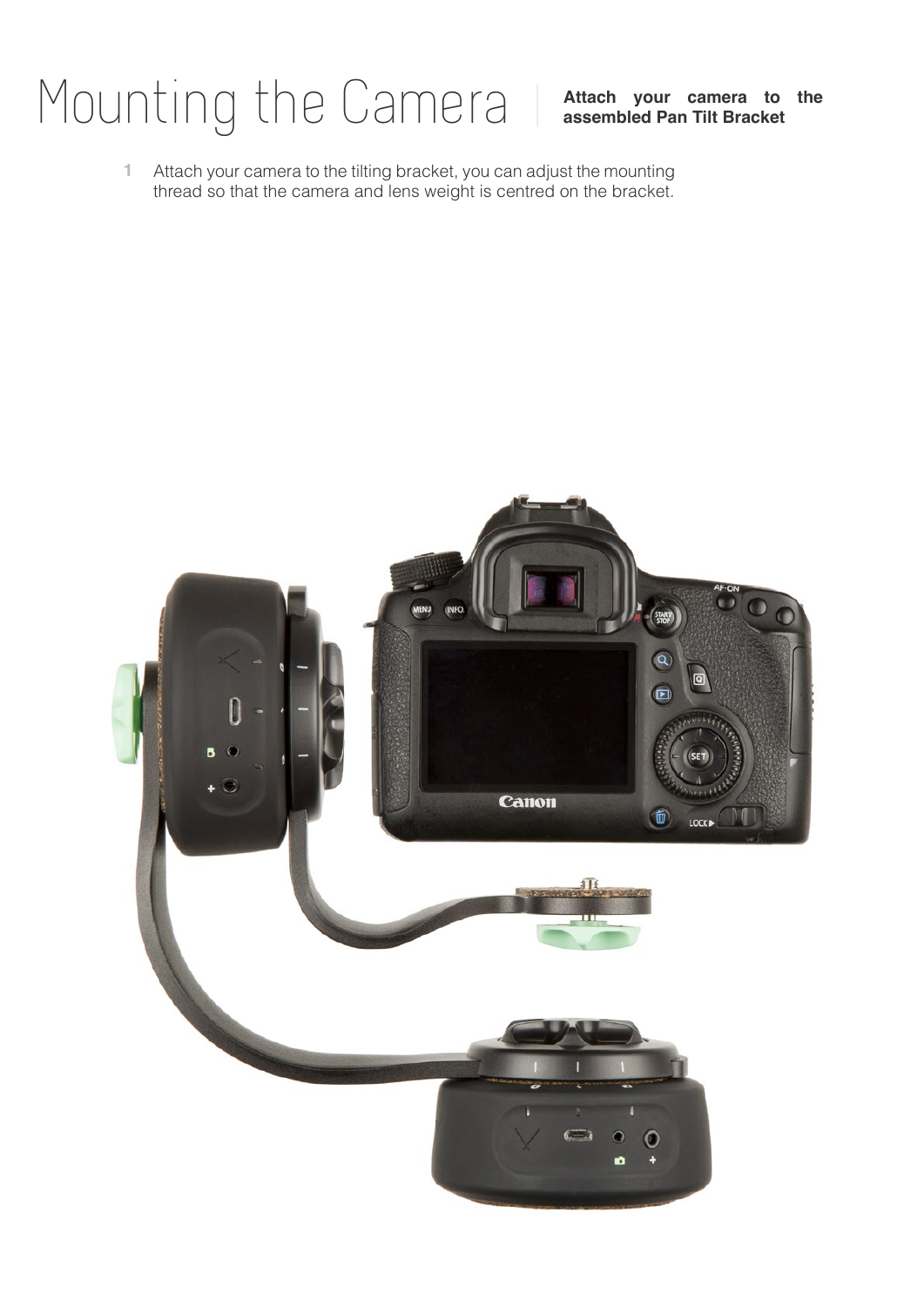# Mounting the Camera

**Attach your camera to the assembled Pan Tilt Bracket**

1. Attach your camera to the tilting bracket, you can adjust the mounting thread so that the camera and lens weight is centred on the bracket.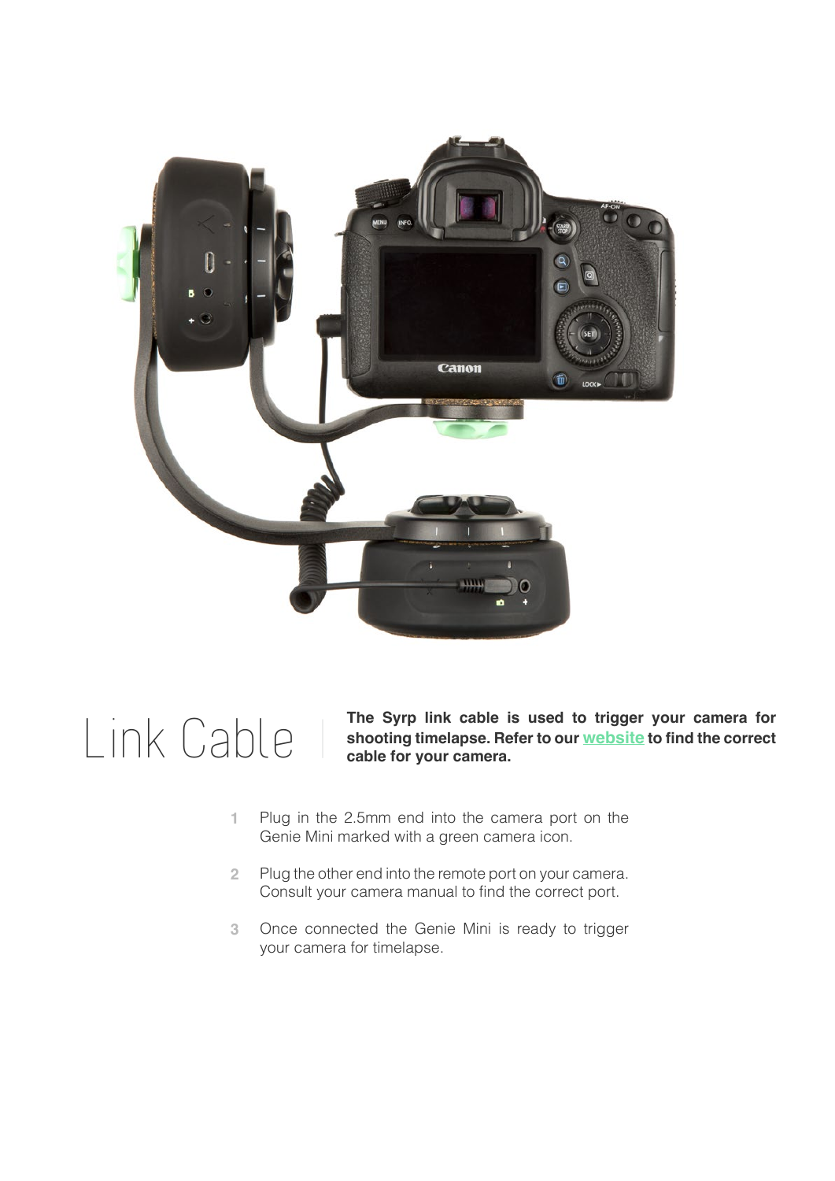# Link Cable

**The Syrp link cable is used to trigger your camera for shooting timelapse. Refer to our website to find the correct cable for your camera.**

1. Plug in the 2.5mm end into the camera port on the Genie Mini marked with a green camera icon.
2. Plug the other end into the remote port on your camera. Consult your camera manual to find the correct port.
3. Once connected the Genie Mini is ready to trigger your camera for timelapse.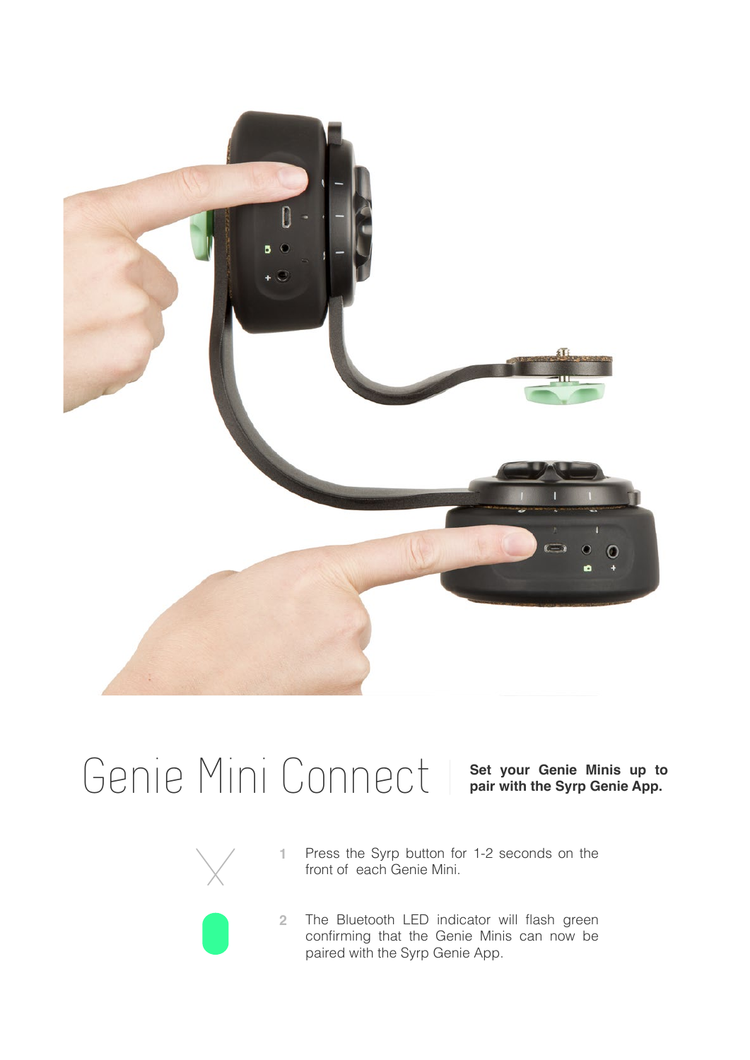# Genie Mini Connect

**Set your Genie Minis up to pair with the Syrp Genie App.**

1. Press the Syrp button for 1-2 seconds on the front of each Genie Mini.
2. The Bluetooth LED indicator will flash green confirming that the Genie Minis can now be paired with the Syrp Genie App.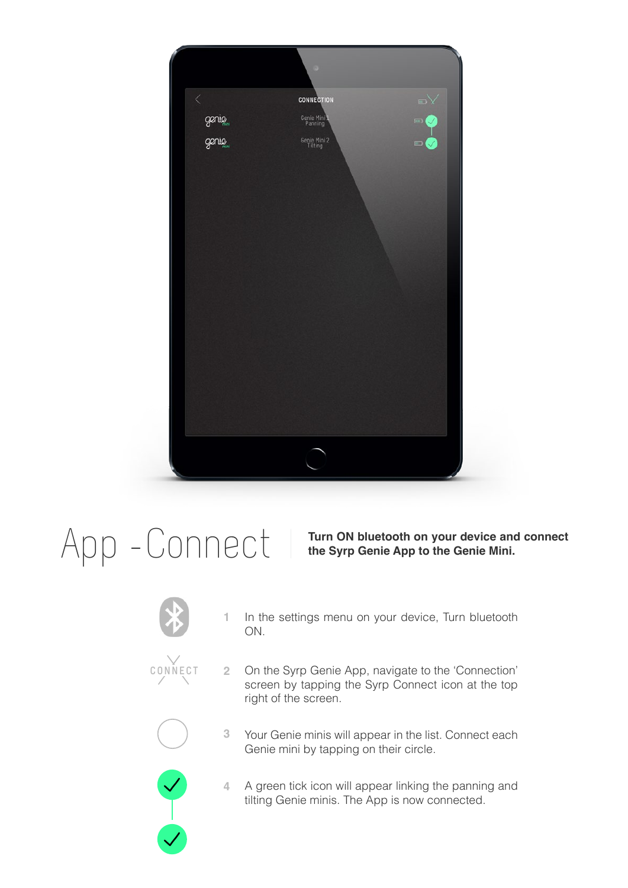# App -Connect

**Turn ON bluetooth on your device and connect the Syrp Genie App to the Genie Mini.**

1. In the settings menu on your device, Turn bluetooth ON.
2. On the Syrp Genie App, navigate to the 'Connection' screen by tapping the Syrp Connect icon at the top right of the screen.
3. Your Genie minis will appear in the list. Connect each Genie mini by tapping on their circle.
4. A green tick icon will appear linking the panning and tilting Genie minis. The App is now connected.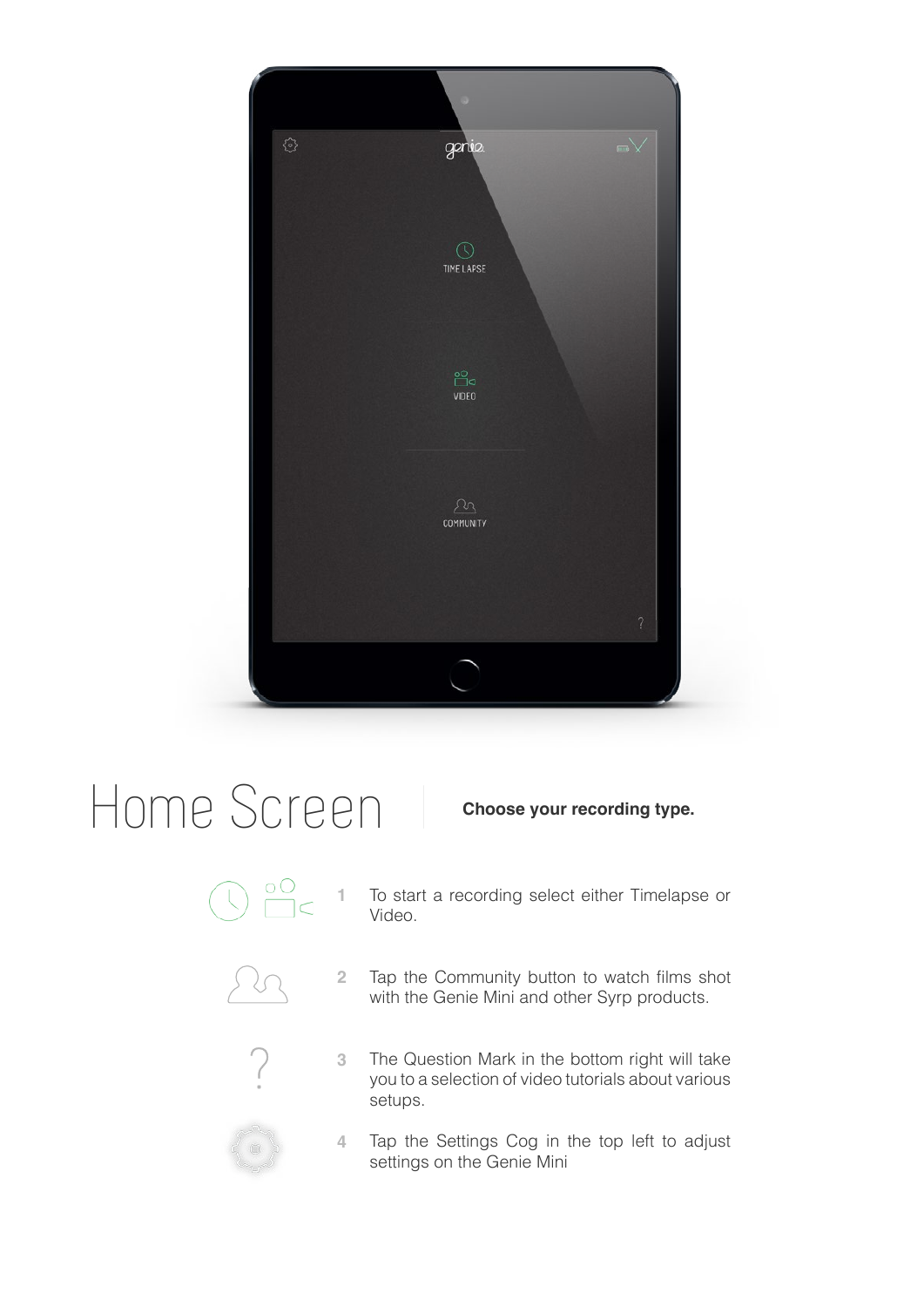# Home Screen

**Choose your recording type.**

1. To start a recording select either Timelapse or Video.
2. Tap the Community button to watch films shot with the Genie Mini and other Syrp products.
3. The Question Mark in the bottom right will take you to a selection of video tutorials about various setups.
4. Tap the Settings Cog in the top left to adjust settings on the Genie Mini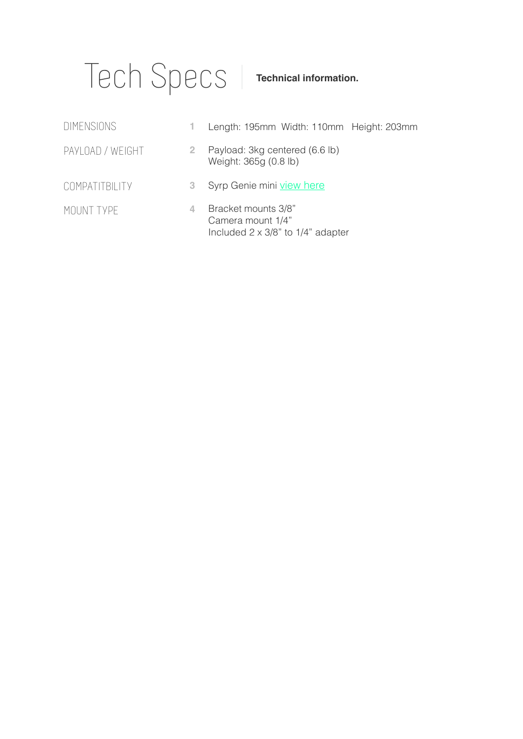# Tech Specs

**Technical information.**

| | | |
|---|---|---|
| DIMENSIONS | 1 | Length: 195mm Width: 110mm Height: 203mm |
| PAYLOAD / WEIGHT | 2 | Payload: 3kg centered (6.6 lb)<br>Weight: 365g (0.8 lb) |
| COMPATITBILITY | 3 | Syrp Genie mini view here |
| MOUNT TYPE | 4 | Bracket mounts 3/8”<br>Camera mount 1/4”<br>Included 2 x 3/8” to 1/4” adapter |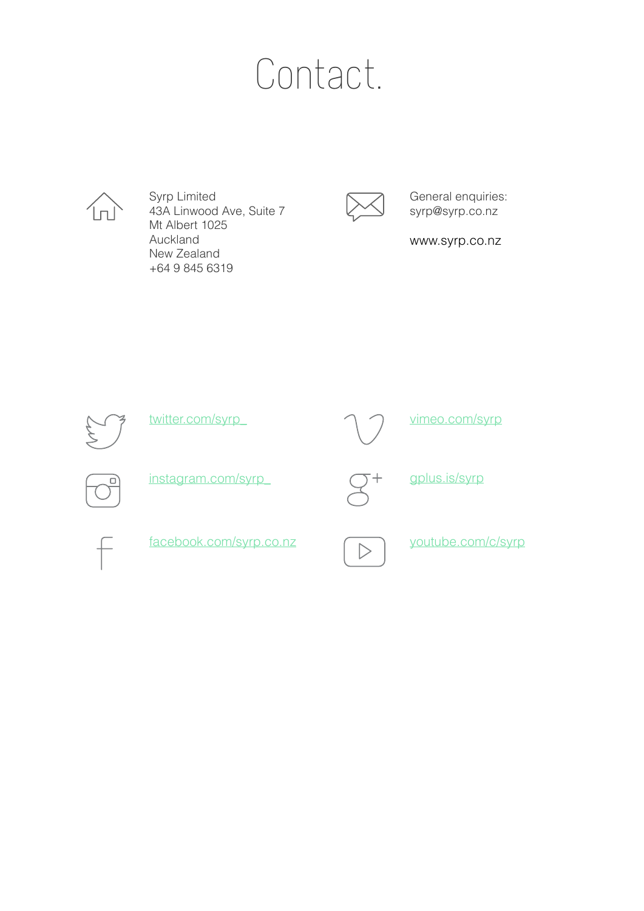# Contact.

Syrp Limited
43A Linwood Ave, Suite 7
Mt Albert 1025
Auckland
New Zealand
+64 9 845 6319

General enquiries:
syrp@syrp.co.nz

www.syrp.co.nz

twitter.com/syrp_

instagram.com/syrp_

facebook.com/syrp.co.nz

vimeo.com/syrp

gplus.is/syrp

youtube.com/c/syrp